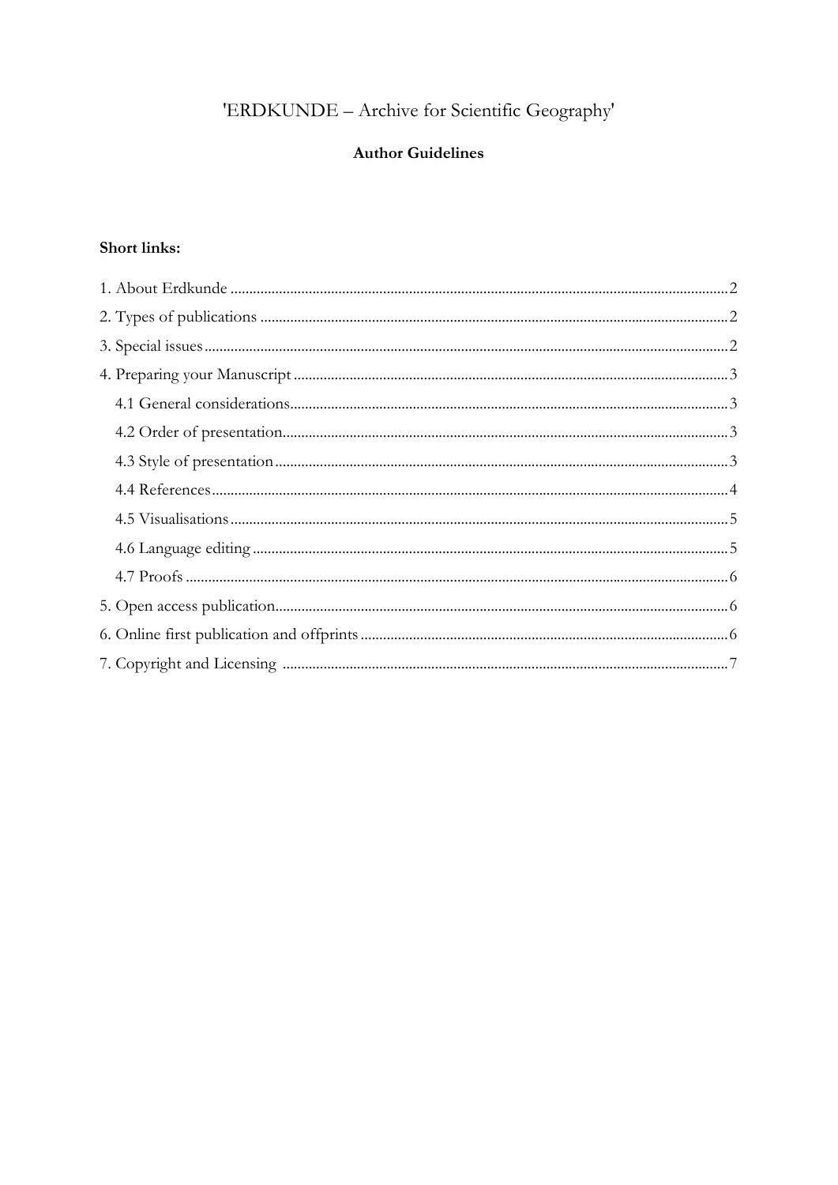# 'ERDKUNDE – Archive for Scientific Geography'

## Author Guidelines

**Short links:**

1. About Erdkunde .......... 2
2. Types of publications .......... 2
3. Special issues .......... 2
4. Preparing your Manuscript .......... 3
   - 4.1 General considerations .......... 3
   - 4.2 Order of presentation .......... 3
   - 4.3 Style of presentation .......... 3
   - 4.4 References .......... 4
   - 4.5 Visualisations .......... 5
   - 4.6 Language editing .......... 5
   - 4.7 Proofs .......... 6
5. Open access publication .......... 6
6. Online first publication and offprints .......... 6
7. Copyright and Licensing .......... 7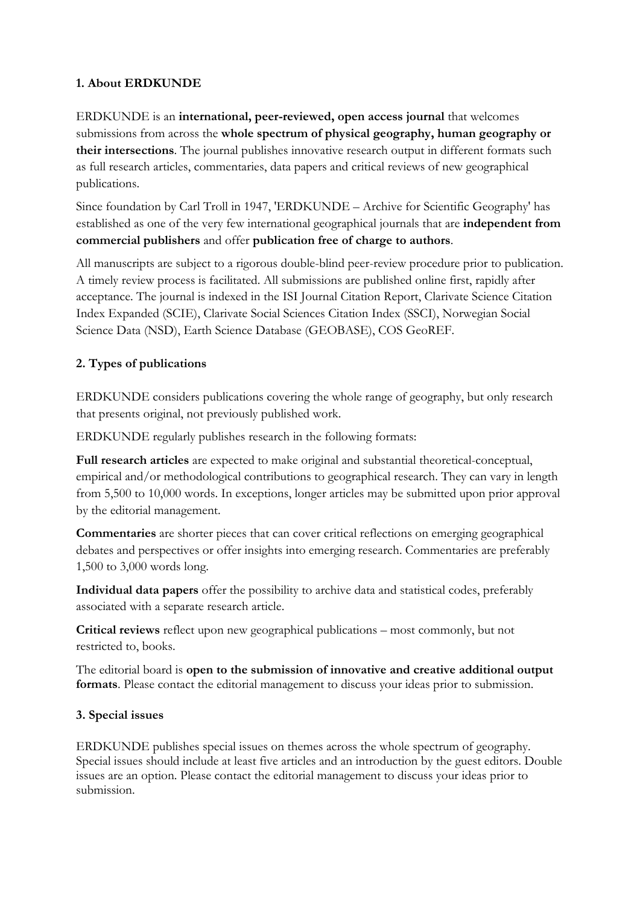## 1. About ERDKUNDE

ERDKUNDE is an **international, peer-reviewed, open access journal** that welcomes submissions from across the **whole spectrum of physical geography, human geography or their intersections**. The journal publishes innovative research output in different formats such as full research articles, commentaries, data papers and critical reviews of new geographical publications.

Since foundation by Carl Troll in 1947, 'ERDKUNDE – Archive for Scientific Geography' has established as one of the very few international geographical journals that are **independent from commercial publishers** and offer **publication free of charge to authors**.

All manuscripts are subject to a rigorous double-blind peer-review procedure prior to publication. A timely review process is facilitated. All submissions are published online first, rapidly after acceptance. The journal is indexed in the ISI Journal Citation Report, Clarivate Science Citation Index Expanded (SCIE), Clarivate Social Sciences Citation Index (SSCI), Norwegian Social Science Data (NSD), Earth Science Database (GEOBASE), COS GeoREF.

## 2. Types of publications

ERDKUNDE considers publications covering the whole range of geography, but only research that presents original, not previously published work.

ERDKUNDE regularly publishes research in the following formats:

**Full research articles** are expected to make original and substantial theoretical-conceptual, empirical and/or methodological contributions to geographical research. They can vary in length from 5,500 to 10,000 words. In exceptions, longer articles may be submitted upon prior approval by the editorial management.

**Commentaries** are shorter pieces that can cover critical reflections on emerging geographical debates and perspectives or offer insights into emerging research. Commentaries are preferably 1,500 to 3,000 words long.

**Individual data papers** offer the possibility to archive data and statistical codes, preferably associated with a separate research article.

**Critical reviews** reflect upon new geographical publications – most commonly, but not restricted to, books.

The editorial board is **open to the submission of innovative and creative additional output formats**. Please contact the editorial management to discuss your ideas prior to submission.

## 3. Special issues

ERDKUNDE publishes special issues on themes across the whole spectrum of geography. Special issues should include at least five articles and an introduction by the guest editors. Double issues are an option. Please contact the editorial management to discuss your ideas prior to submission.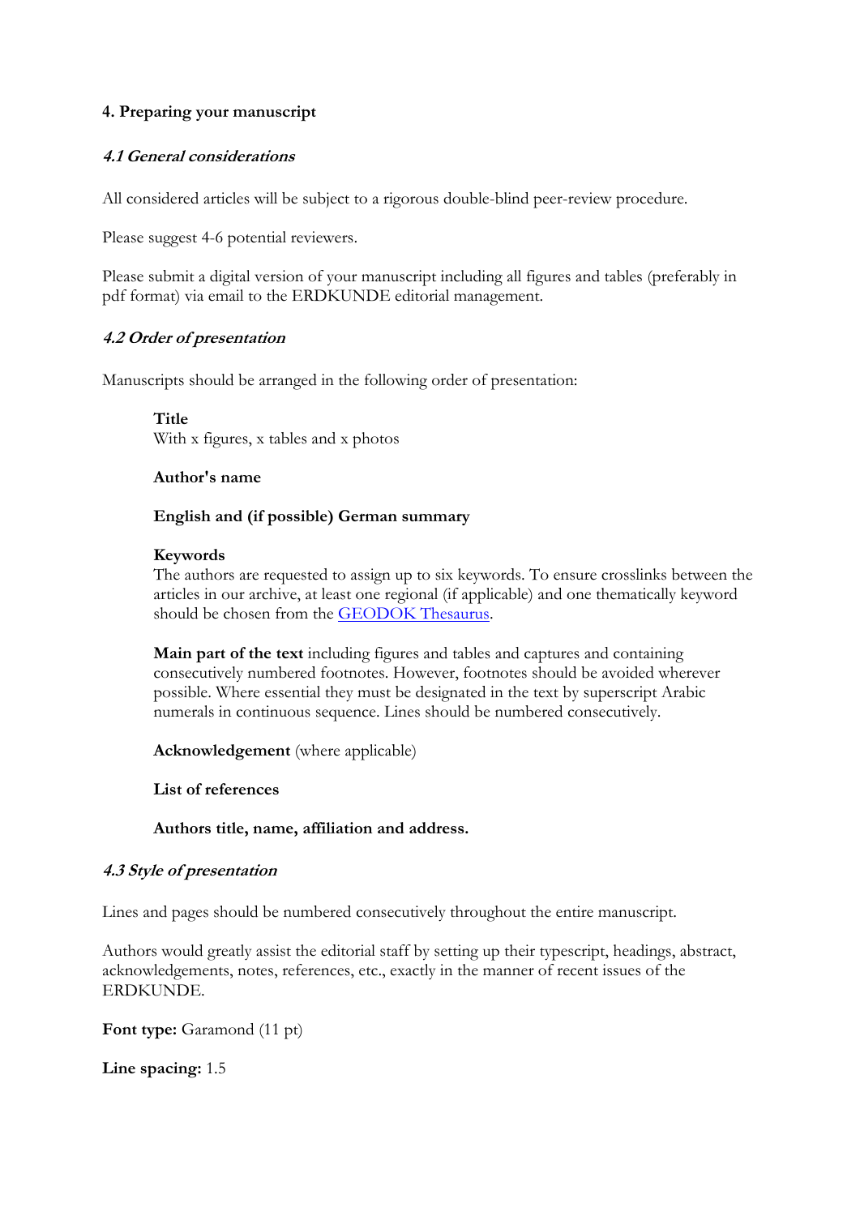## 4. Preparing your manuscript

### *4.1 General considerations*

All considered articles will be subject to a rigorous double-blind peer-review procedure.

Please suggest 4-6 potential reviewers.

Please submit a digital version of your manuscript including all figures and tables (preferably in pdf format) via email to the ERDKUNDE editorial management.

### *4.2 Order of presentation*

Manuscripts should be arranged in the following order of presentation:

**Title**
With x figures, x tables and x photos

**Author's name**

**English and (if possible) German summary**

**Keywords**
The authors are requested to assign up to six keywords. To ensure crosslinks between the articles in our archive, at least one regional (if applicable) and one thematically keyword should be chosen from the GEODOK Thesaurus.

**Main part of the text** including figures and tables and captures and containing consecutively numbered footnotes. However, footnotes should be avoided wherever possible. Where essential they must be designated in the text by superscript Arabic numerals in continuous sequence. Lines should be numbered consecutively.

**Acknowledgement** (where applicable)

**List of references**

**Authors title, name, affiliation and address.**

### *4.3 Style of presentation*

Lines and pages should be numbered consecutively throughout the entire manuscript.

Authors would greatly assist the editorial staff by setting up their typescript, headings, abstract, acknowledgements, notes, references, etc., exactly in the manner of recent issues of the ERDKUNDE.

**Font type:** Garamond (11 pt)

**Line spacing:** 1.5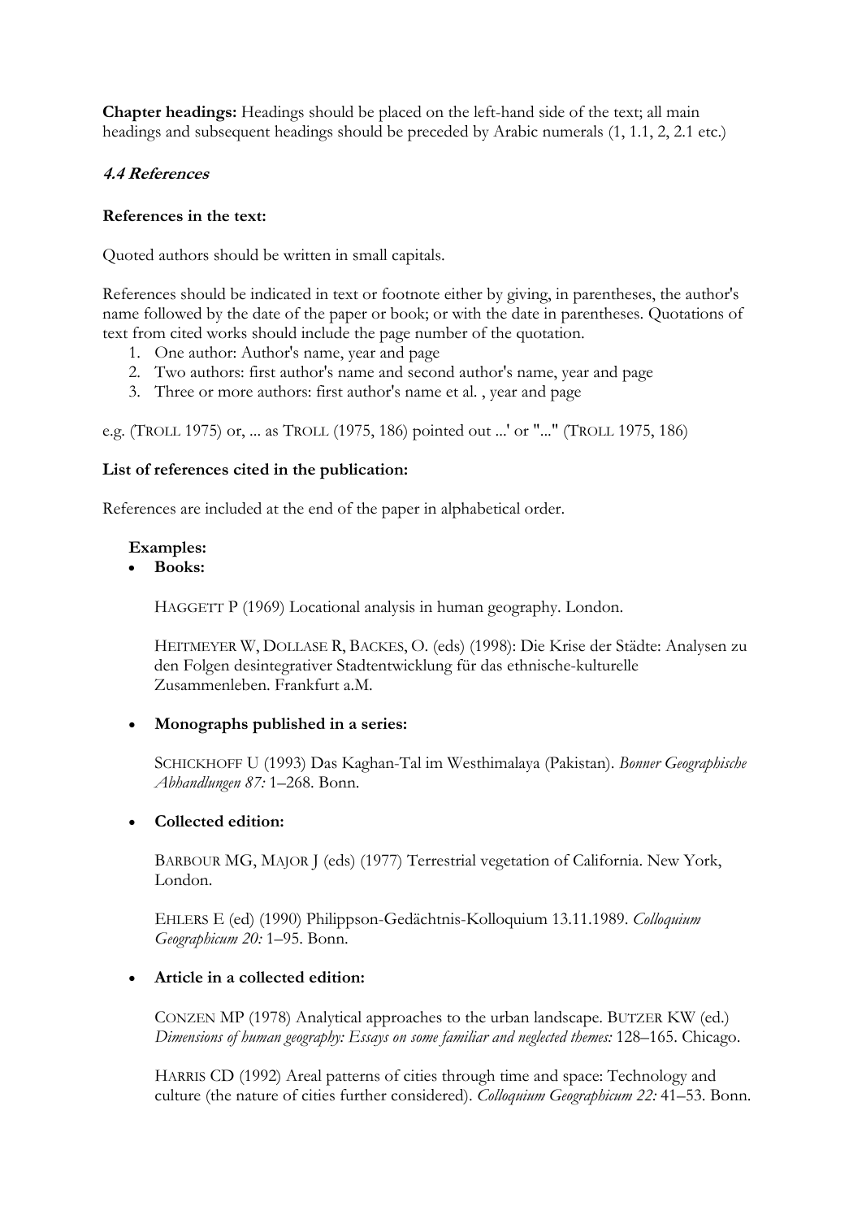**Chapter headings:** Headings should be placed on the left-hand side of the text; all main headings and subsequent headings should be preceded by Arabic numerals (1, 1.1, 2, 2.1 etc.)

### *4.4 References*

**References in the text:**

Quoted authors should be written in small capitals.

References should be indicated in text or footnote either by giving, in parentheses, the author's name followed by the date of the paper or book; or with the date in parentheses. Quotations of text from cited works should include the page number of the quotation.

1. One author: Author's name, year and page
2. Two authors: first author's name and second author's name, year and page
3. Three or more authors: first author's name et al. , year and page

e.g. (TROLL 1975) or, ... as TROLL (1975, 186) pointed out ...' or "..." (TROLL 1975, 186)

**List of references cited in the publication:**

References are included at the end of the paper in alphabetical order.

**Examples:**

- **Books:**

  HAGGETT P (1969) Locational analysis in human geography. London.

  HEITMEYER W, DOLLASE R, BACKES, O. (eds) (1998): Die Krise der Städte: Analysen zu den Folgen desintegrativer Stadtentwicklung für das ethnische-kulturelle Zusammenleben. Frankfurt a.M.

- **Monographs published in a series:**

  SCHICKHOFF U (1993) Das Kaghan-Tal im Westhimalaya (Pakistan). *Bonner Geographische Abhandlungen 87:* 1–268. Bonn.

- **Collected edition:**

  BARBOUR MG, MAJOR J (eds) (1977) Terrestrial vegetation of California. New York, London.

  EHLERS E (ed) (1990) Philippson-Gedächtnis-Kolloquium 13.11.1989. *Colloquium Geographicum 20:* 1–95. Bonn.

- **Article in a collected edition:**

  CONZEN MP (1978) Analytical approaches to the urban landscape. BUTZER KW (ed.) *Dimensions of human geography: Essays on some familiar and neglected themes:* 128–165. Chicago.

  HARRIS CD (1992) Areal patterns of cities through time and space: Technology and culture (the nature of cities further considered). *Colloquium Geographicum 22:* 41–53. Bonn.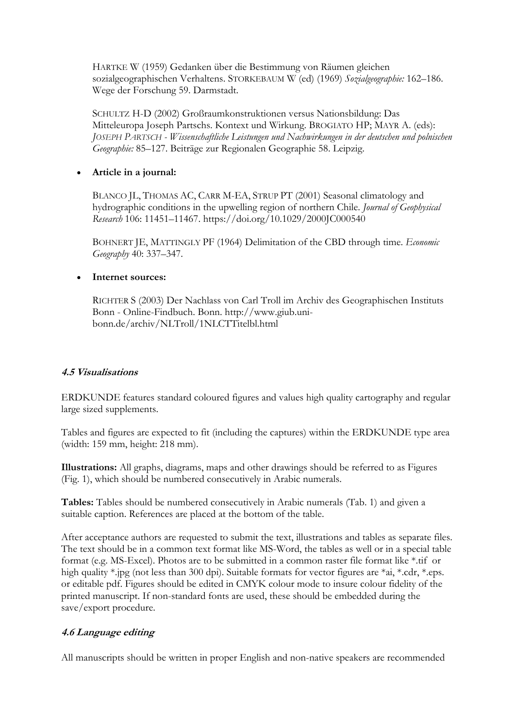HARTKE W (1959) Gedanken über die Bestimmung von Räumen gleichen sozialgeographischen Verhaltens. STORKEBAUM W (ed) (1969) *Sozialgeographie:* 162–186. Wege der Forschung 59. Darmstadt.

SCHULTZ H-D (2002) Großraumkonstruktionen versus Nationsbildung: Das Mitteleuropa Joseph Partschs. Kontext und Wirkung. BROGIATO HP; MAYR A. (eds): *JOSEPH PARTSCH - Wissenschaftliche Leistungen und Nachwirkungen in der deutschen und polnischen Geographie:* 85–127. Beiträge zur Regionalen Geographie 58. Leipzig.

- **Article in a journal:**

BLANCO JL, THOMAS AC, CARR M-EA, STRUP PT (2001) Seasonal climatology and hydrographic conditions in the upwelling region of northern Chile. *Journal of Geophysical Research* 106: 11451–11467. https://doi.org/10.1029/2000JC000540

BOHNERT JE, MATTINGLY PF (1964) Delimitation of the CBD through time. *Economic Geography* 40: 337–347.

- **Internet sources:**

RICHTER S (2003) Der Nachlass von Carl Troll im Archiv des Geographischen Instituts Bonn - Online-Findbuch. Bonn. http://www.giub.uni-bonn.de/archiv/NLTroll/1NLCTTitelbl.html

### *4.5 Visualisations*

ERDKUNDE features standard coloured figures and values high quality cartography and regular large sized supplements.

Tables and figures are expected to fit (including the captures) within the ERDKUNDE type area (width: 159 mm, height: 218 mm).

**Illustrations:** All graphs, diagrams, maps and other drawings should be referred to as Figures (Fig. 1), which should be numbered consecutively in Arabic numerals.

**Tables:** Tables should be numbered consecutively in Arabic numerals (Tab. 1) and given a suitable caption. References are placed at the bottom of the table.

After acceptance authors are requested to submit the text, illustrations and tables as separate files. The text should be in a common text format like MS-Word, the tables as well or in a special table format (e.g. MS-Excel). Photos are to be submitted in a common raster file format like *.tif or high quality *.jpg (not less than 300 dpi). Suitable formats for vector figures are *ai, *.cdr, *.eps. or editable pdf. Figures should be edited in CMYK colour mode to insure colour fidelity of the printed manuscript. If non-standard fonts are used, these should be embedded during the save/export procedure.

### *4.6 Language editing*

All manuscripts should be written in proper English and non-native speakers are recommended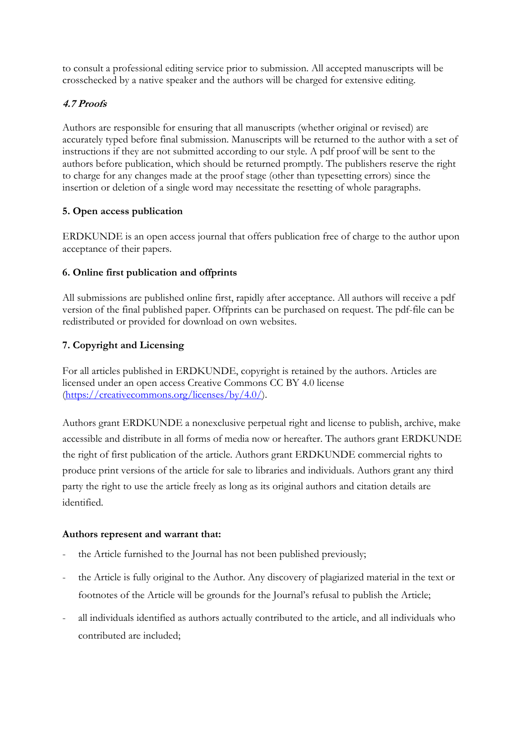to consult a professional editing service prior to submission. All accepted manuscripts will be crosschecked by a native speaker and the authors will be charged for extensive editing.

### *4.7 Proofs*

Authors are responsible for ensuring that all manuscripts (whether original or revised) are accurately typed before final submission. Manuscripts will be returned to the author with a set of instructions if they are not submitted according to our style. A pdf proof will be sent to the authors before publication, which should be returned promptly. The publishers reserve the right to charge for any changes made at the proof stage (other than typesetting errors) since the insertion or deletion of a single word may necessitate the resetting of whole paragraphs.

## 5. Open access publication

ERDKUNDE is an open access journal that offers publication free of charge to the author upon acceptance of their papers.

## 6. Online first publication and offprints

All submissions are published online first, rapidly after acceptance. All authors will receive a pdf version of the final published paper. Offprints can be purchased on request. The pdf-file can be redistributed or provided for download on own websites.

## 7. Copyright and Licensing

For all articles published in ERDKUNDE, copyright is retained by the authors. Articles are licensed under an open access Creative Commons CC BY 4.0 license (https://creativecommons.org/licenses/by/4.0/).

Authors grant ERDKUNDE a nonexclusive perpetual right and license to publish, archive, make accessible and distribute in all forms of media now or hereafter. The authors grant ERDKUNDE the right of first publication of the article. Authors grant ERDKUNDE commercial rights to produce print versions of the article for sale to libraries and individuals. Authors grant any third party the right to use the article freely as long as its original authors and citation details are identified.

**Authors represent and warrant that:**

- the Article furnished to the Journal has not been published previously;
- the Article is fully original to the Author. Any discovery of plagiarized material in the text or footnotes of the Article will be grounds for the Journal's refusal to publish the Article;
- all individuals identified as authors actually contributed to the article, and all individuals who contributed are included;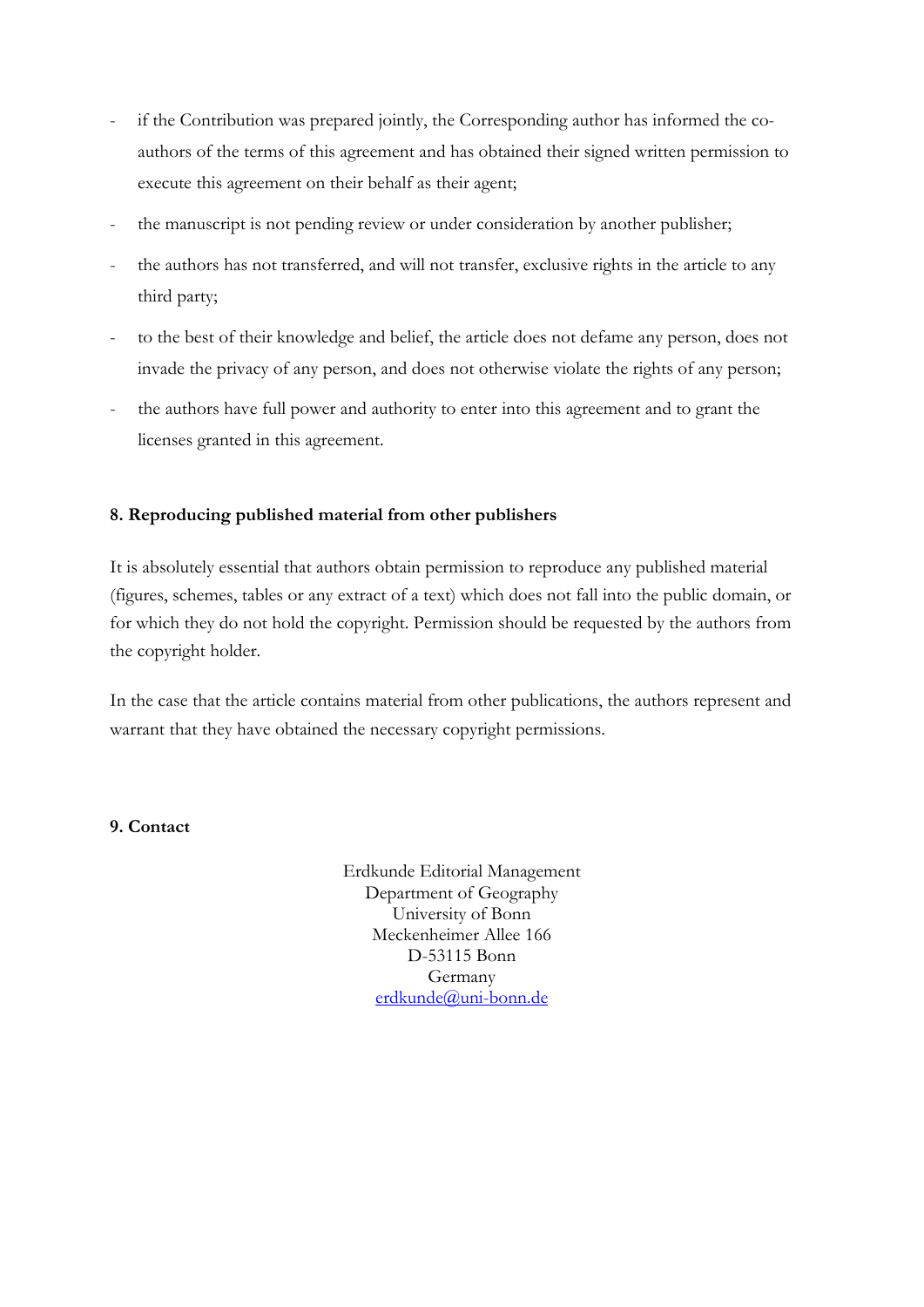- if the Contribution was prepared jointly, the Corresponding author has informed the co-authors of the terms of this agreement and has obtained their signed written permission to execute this agreement on their behalf as their agent;
- the manuscript is not pending review or under consideration by another publisher;
- the authors has not transferred, and will not transfer, exclusive rights in the article to any third party;
- to the best of their knowledge and belief, the article does not defame any person, does not invade the privacy of any person, and does not otherwise violate the rights of any person;
- the authors have full power and authority to enter into this agreement and to grant the licenses granted in this agreement.

**8. Reproducing published material from other publishers**

It is absolutely essential that authors obtain permission to reproduce any published material (figures, schemes, tables or any extract of a text) which does not fall into the public domain, or for which they do not hold the copyright. Permission should be requested by the authors from the copyright holder.

In the case that the article contains material from other publications, the authors represent and warrant that they have obtained the necessary copyright permissions.

**9. Contact**

Erdkunde Editorial Management
Department of Geography
University of Bonn
Meckenheimer Allee 166
D-53115 Bonn
Germany
erdkunde@uni-bonn.de